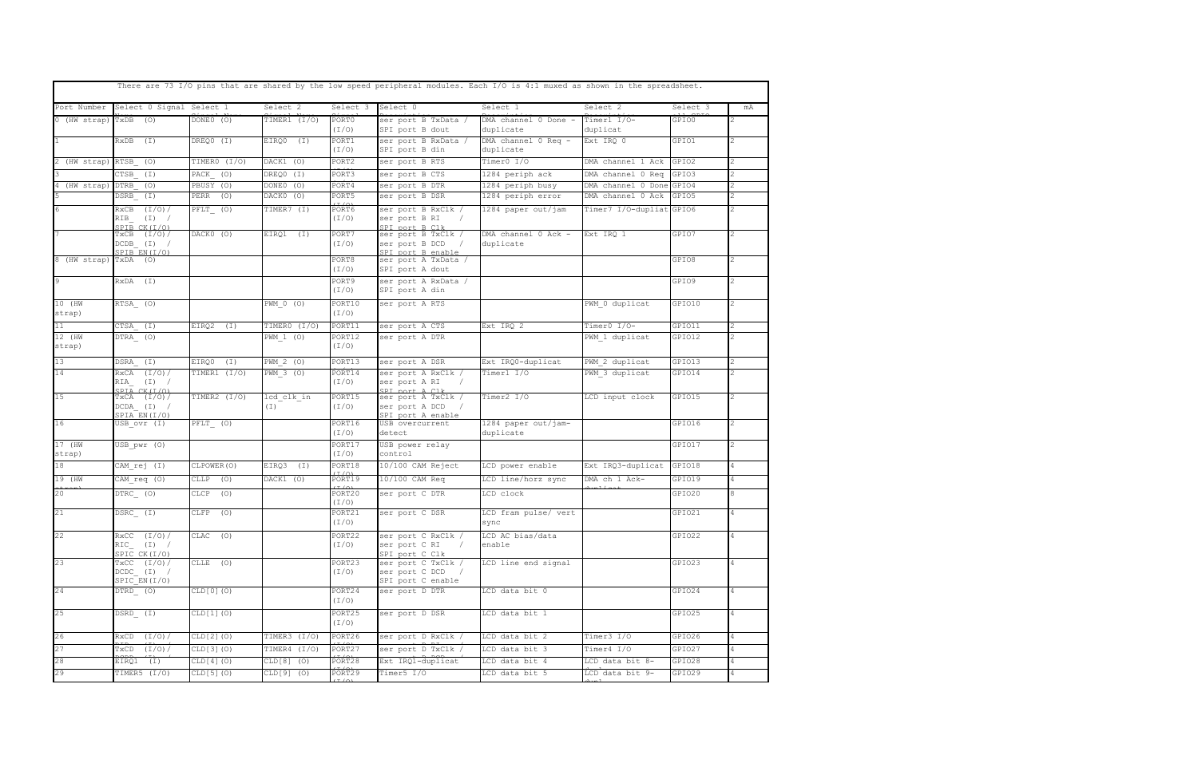There are 73 I/O pins that are shared by the low speed peripheral modules. Each I/O is 4:1 muxed as shown in the spreadsheet.

| Port Number | Select 0 Signal | Select 1 | Select 2 | Select 3 | Select 0 | Select 1 | Select 2 | Select 3 | mA |
|---|---|---|---|---|---|---|---|---|---|
| 0 (HW strap) | TxDB (O) | DONE0 (O) | TIMER1 (I/O) | PORT0 (I/O) | ser port B TxData / SPI port B dout | DMA channel 0 Done - duplicate | Timer1 I/O- duplicat | GPIO0 | 2 |
| 1 | RxDB (I) | DREQ0 (I) | EIRQ0 (I) | PORT1 (I/O) | ser port B RxData / SPI port B din | DMA channel 0 Req - duplicate | Ext IRQ 0 | GPIO1 | 2 |
| 2 (HW strap) | RTSB_ (O) | TIMER0 (I/O) | DACK1 (O) | PORT2 | ser port B RTS | Timer0 I/O | DMA channel 1 Ack | GPIO2 | 2 |
| 3 | CTSB_ (I) | PACK_ (O) | DREQ0 (I) | PORT3 | ser port B CTS | 1284 periph ack | DMA channel 0 Req | GPIO3 | 2 |
| 4 (HW strap) | DTRB_ (O) | PBUSY (O) | DONE0 (O) | PORT4 | ser port B DTR | 1284 periph busy | DMA channel 0 Done | GPIO4 | 2 |
| 5 | DSRB_ (I) | PERR (O) | DACK0 (O) | PORT5 | ser port B DSR | 1284 periph error | DMA channel 0 Ack | GPIO5 | 2 |
| 6 | RxCB (I/O) / RIB_ (I) / SPIB_CK(I/O) | PFLT_ (O) | TIMER7 (I) | PORT6 (I/O) | ser port B RxClk / ser port B RI / SPI port B Clk | 1284 paper out/jam | Timer7 I/O-dupliat | GPIO6 | 2 |
| 7 | TxCB (I/O) / DCDB_ (I) / SPIB_EN(I/O) | DACK0 (O) | EIRQ1 (I) | PORT7 (I/O) | ser port B TxClk / ser port B DCD / SPI port B enable | DMA channel 0 Ack - duplicate | Ext IRQ 1 | GPIO7 | 2 |
| 8 (HW strap) | TxDA (O) | | | PORT8 (I/O) | ser port A TxData / SPI port A dout | | | GPIO8 | 2 |
| 9 | RxDA (I) | | | PORT9 (I/O) | ser port A RxData / SPI port A din | | | GPIO9 | 2 |
| 10 (HW strap) | RTSA_ (O) | | PWM_0 (O) | PORT10 (I/O) | ser port A RTS | | PWM_0 duplicat | GPIO10 | 2 |
| 11 | CTSA_ (I) | EIRQ2 (I) | TIMER0 (I/O) | PORT11 | ser port A CTS | Ext IRQ 2 | Timer0 I/O- | GPIO11 | 2 |
| 12 (HW strap) | DTRA_ (O) | | PWM_1 (O) | PORT12 (I/O) | ser port A DTR | | PWM_1 duplicat | GPIO12 | 2 |
| 13 | DSRA_ (I) | EIRQ0 (I) | PWM_2 (O) | PORT13 | ser port A DSR | Ext IRQ0-duplicat | PWM_2 duplicat | GPIO13 | 2 |
| 14 | RxCA (I/O) / RIA_ (I) / SPIA_CK(I/O) | TIMER1 (I/O) | PWM_3 (O) | PORT14 (I/O) | ser port A RxClk / ser port A RI / SPI port A Clk | Timer1 I/O | PWM_3 duplicat | GPIO14 | 2 |
| 15 | TxCA (I/O) / DCDA_ (I) / SPIA_EN(I/O) | TIMER2 (I/O) | lcd_clk_in (I) | PORT15 (I/O) | ser port A TxClk / ser port A DCD / SPI port A enable | Timer2 I/O | LCD input clock | GPIO15 | 2 |
| 16 | USB_ovr (I) | PFLT_ (O) | | PORT16 (I/O) | USB overcurrent detect | 1284 paper out/jam- duplicate | | GPIO16 | 2 |
| 17 (HW strap) | USB_pwr (O) | | | PORT17 (I/O) | USB power relay control | | | GPIO17 | 2 |
| 18 | CAM_rej (I) | CLPOWER(O) | EIRQ3 (I) | PORT18 (I/O) | 10/100 CAM Reject | LCD power enable | Ext IRQ3-duplicat | GPIO18 | 4 |
| 19 (HW strap) | CAM_req (O) | CLLP (O) | DACK1 (O) | PORT19 (I/O) | 10/100 CAM Req | LCD line/horz sync | DMA ch 1 Ack- duplicat | GPIO19 | 4 |
| 20 | DTRC_ (O) | CLCP (O) | | PORT20 (I/O) | ser port C DTR | LCD clock | | GPIO20 | 8 |
| 21 | DSRC_ (I) | CLFP (O) | | PORT21 (I/O) | ser port C DSR | LCD fram pulse/ vert sync | | GPIO21 | 4 |
| 22 | RxCC (I/O) / RIC_ (I) / SPIC_CK(I/O) | CLAC (O) | | PORT22 (I/O) | ser port C RxClk / ser port C RI / SPI port C Clk | LCD AC bias/data enable | | GPIO22 | 4 |
| 23 | TxCC (I/O) / DCDC_ (I) / SPIC_EN(I/O) | CLLE (O) | | PORT23 (I/O) | ser port C TxClk / ser port C DCD / SPI port C enable | LCD line end signal | | GPIO23 | 4 |
| 24 | DTRD_ (O) | CLD[0](O) | | PORT24 (I/O) | ser port D DTR | LCD data bit 0 | | GPIO24 | 4 |
| 25 | DSRD_ (I) | CLD[1](O) | | PORT25 (I/O) | ser port D DSR | LCD data bit 1 | | GPIO25 | 4 |
| 26 | RxCD (I/O)/ | CLD[2](O) | TIMER3 (I/O) | PORT26 | ser port D RxClk / | LCD data bit 2 | Timer3 I/O | GPIO26 | 4 |
| 27 | TxCD (I/O)/ | CLD[3](O) | TIMER4 (I/O) | PORT27 | ser port D TxClk / | LCD data bit 3 | Timer4 I/O | GPIO27 | 4 |
| 28 | EIRQ1 (I) | CLD[4](O) | CLD[8] (O) | PORT28 | Ext IRQ1-duplicat | LCD data bit 4 | LCD data bit 8- | GPIO28 | 4 |
| 29 | TIMER5 (I/O) | CLD[5](O) | CLD[9] (O) | PORT29 (I/O) | Timer5 I/O | LCD data bit 5 | LCD data bit 9- | GPIO29 | 4 |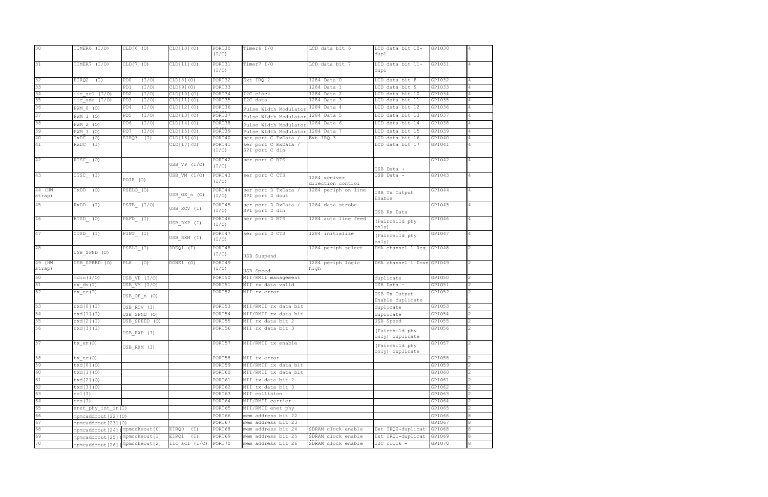| 30 | TIMER6 (I/O) | CLD[6](O) | CLD[10](O) | PORT30 (I/O) | Timer6 I/O | LCD data bit 6 | LCD data bit 10-dupl | GPIO30 | 4 |
|---|---|---|---|---|---|---|---|---|---|
| 31 | TIMER7 (I/O) | CLD[7](O) | CLD[11](O) | PORT31 (I/O) | Timer7 I/O | LCD data bit 7 | LCD data bit 11-dupl | GPIO31 | 4 |
| 32 | EIRQ2 (I) | PD0 (I/O) | CLD[8](O) | PORT32 | Ext IRQ 2 | 1284 Data 0 | LCD data bit 8 | GPIO32 | 4 |
| 33 | | PD1 (I/O) | CLD[9](O) | PORT33 | | 1284 Data 1 | LCD data bit 9 | GPIO33 | 4 |
| 34 | iic_scl (I/O) | PD2 (I/O) | CLD[10](O) | PORT34 | I2C clock | 1284 Data 2 | LCD data bit 10 | GPIO34 | 4 |
| 35 | iic_sda (I/O) | PD3 (I/O) | CLD[11](O) | PORT35 | I2C data | 1284 Data 3 | LCD data bit 11 | GPIO35 | 4 |
| 36 | PWM_0 (O) | PD4 (I/O) | CLD[12](O) | PORT36 | Pulse Width Modulator | 1284 Data 4 | LCD data bit 12 | GPIO36 | 4 |
| 37 | PWM_1 (O) | PD5 (I/O) | CLD[13](O) | PORT37 | Pulse Width Modulator | 1284 Data 5 | LCD data bit 13 | GPIO37 | 4 |
| 38 | PWM_2 (O) | PD6 (I/O) | CLD[14](O) | PORT38 | Pulse Width Modulator | 1284 Data 6 | LCD data bit 14 | GPIO38 | 4 |
| 39 | PWM_3 (O) | PD7 (I/O) | CLD[15](O) | PORT39 | Pulse Width Modulator | 1284 Data 7 | LCD data bit 15 | GPIO39 | 4 |
| 40 | TxDC (O) | EIRQ3 (I) | CLD[16](O) | PORT40 | ser port C TxData / | Ext IRQ 3 | LCD data bit 16 | GPIO40 | 4 |
| 41 | RxDC (I) | | CLD[17](O) | PORT41 (I/O) | ser port C RxData / SPI port C din | | LCD data bit 17 | GPIO41 | 4 |
| 42 | RTSC_ (O) | | USB_VP (I/O) | PORT42 (I/O) | ser port C RTS | | USB Data + | GPIO42 | 4 |
| 43 | CTSC_ (I) | PDIR (O) | USB_VM (I/O) | PORT43 (I/O) | ser port C CTS | 1284 xceiver direction control | USB Data - | GPIO43 | 4 |
| 44 (HW strap) | TxDD (O) | PSELO_ (O) | USB_OE_n (O) | PORT44 (I/O) | ser port D TxData / SPI port D dout | 1284 periph on line | USB Tx Output Enable | GPIO44 | 4 |
| 45 | RxDD (I) | PSTB_ (I/O) | USB_RCV (I) | PORT45 (I/O) | ser port D RxData / SPI port D din | 1284 data strobe | USB Rx Data | GPIO45 | 4 |
| 46 | RTSD_ (O) | PAFD_ (I) | USB_RXP (I) | PORT46 (I/O) | ser port D RTS | 1284 auto line feed | (Fairchild phy only) | GPIO46 | 4 |
| 47 | CTSD_ (I) | PINT_ (I) | USB_RXM (I) | PORT47 (I/O) | ser port D CTS | 1284 initialize | (Fairchild phy only) | GPIO47 | 4 |
| 48 | USB_SPND (O) | PSELI_ (I) | DREQ1 (I) | PORT48 (I/O) | USB Suspend | 1284 periph select | DMA channel 1 Req | GPIO48 | 2 |
| 49 (HW strap) | USB_SPEED (O) | PLH (O) | DONE1 (O) | PORT49 (I/O) | USB Speed | 1284 periph logic high | DMA channel 1 Done | GPIO49 | 2 |
| 50 | mdio(I/O) | USB_VP (I/O) | | PORT50 | MII/RMII management | | duplicate | GPIO50 | 2 |
| 51 | rx_dv(I) | USB_VM (I/O) | | PORT51 | MII rx data valid | | USB Data - | GPIO51 | 2 |
| 52 | rx_er(I) | USB_OE_n (O) | | PORT52 | MII rx error | | USB Tx Output Enable duplicate | GPIO52 | 2 |
| 53 | rxd[0](I) | USB_RCV (I) | | PORT53 | MII/RMII rx data bit | | duplicate | GPIO53 | 2 |
| 54 | rxd[1](I) | USB_SPND (O) | | PORT54 | MII/RMII rx data bit | | duplicate | GPIO54 | 2 |
| 55 | rxd[2](I) | USB_SPEED (O) | | PORT55 | MII rx data bit 2 | | USB Speed | GPIO55 | 2 |
| 56 | rxd[3](I) | USB_RXP (I) | | PORT56 | MII rx data bit 3 | | (Fairchild phy only) duplicate | GPIO56 | 2 |
| 57 | tx_en(O) | USB_RXM (I) | | PORT57 | MII/RMII tx enable | | (Fairchild phy only) duplicate | GPIO57 | 2 |
| 58 | tx_er(O) | | | PORT58 | MII tx error | | | GPIO58 | 2 |
| 59 | txd[0](O) | | | PORT59 | MII/RMII tx data bit | | | GPIO59 | 2 |
| 60 | txd[1](O) | | | PORT60 | MII/RMII tx data bit | | | GPIO60 | 2 |
| 61 | txd[2](O) | | | PORT61 | MII tx data bit 2 | | | GPIO61 | 2 |
| 62 | txd[3](O) | | | PORT62 | MII tx data bit 3 | | | GPIO62 | 2 |
| 63 | col(I) | | | PORT63 | MII collision | | | GPIO63 | 2 |
| 64 | crs(I) | | | PORT64 | MII/RMII carrier | | | GPIO64 | 2 |
| 65 | enet_phy_int_in(I) | | | PORT65 | MII/RMII enet phy | | | GPIO65 | 2 |
| 66 | mpmcaddrout[22](O) | | | PORT66 | mem address bit 22 | | | GPIO66 | 8 |
| 67 | mpmcaddrout[23](O) | | | PORT67 | mem address bit 23 | | | GPIO67 | 8 |
| 68 | mpmcaddrout[24]( | mpmcckeout[0] | EIRQ0 (I) | PORT68 | mem address bit 24 | SDRAM clock enable | Ext IRQ0-duplicat | GPIO68 | 8 |
| 69 | mpmcaddrout[25]( | mpmcckeout[1] | EIRQ1 (I) | PORT69 | mem address bit 25 | SDRAM clock enable | Ext IRQ1-duplicat | GPIO69 | 8 |
| 70 | mpmcaddrout[26]( | mpmcckeout[2] | iic_scl (I/O) | PORT70 | mem address bit 26 | SDRAM clock enable | I2C clock - | GPIO70 | 8 |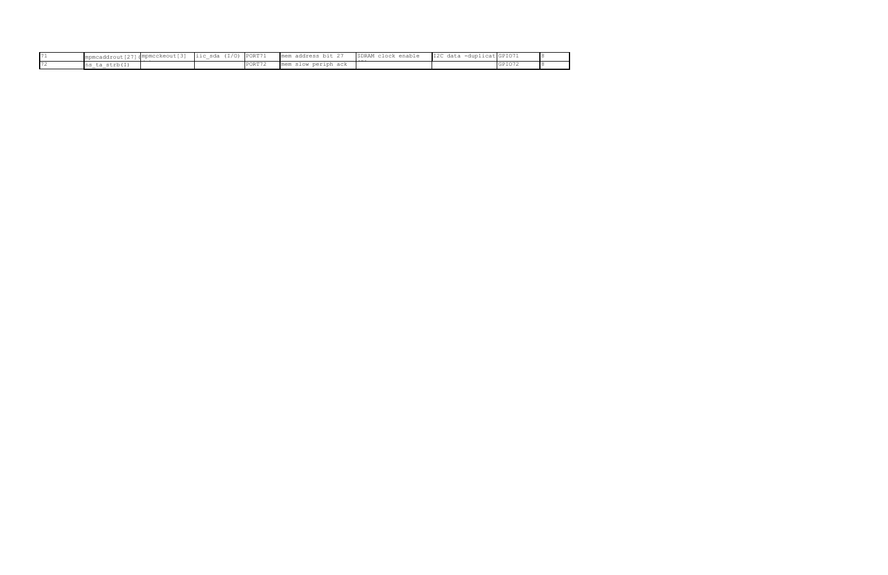| | | | | | | | | | |
|---|---|---|---|---|---|---|---|---|---|
| 71 | mpmcaddrout[27](O) | mpmcckeout[3] | iic_sda (I/O) | PORT71 | mem address bit 27 | SDRAM clock enable | I2C data -duplicat | GPIO71 | 8 |
| 72 | ns_ta_strb(I) | | | PORT72 | mem slow periph ack | | | GPIO72 | 8 |